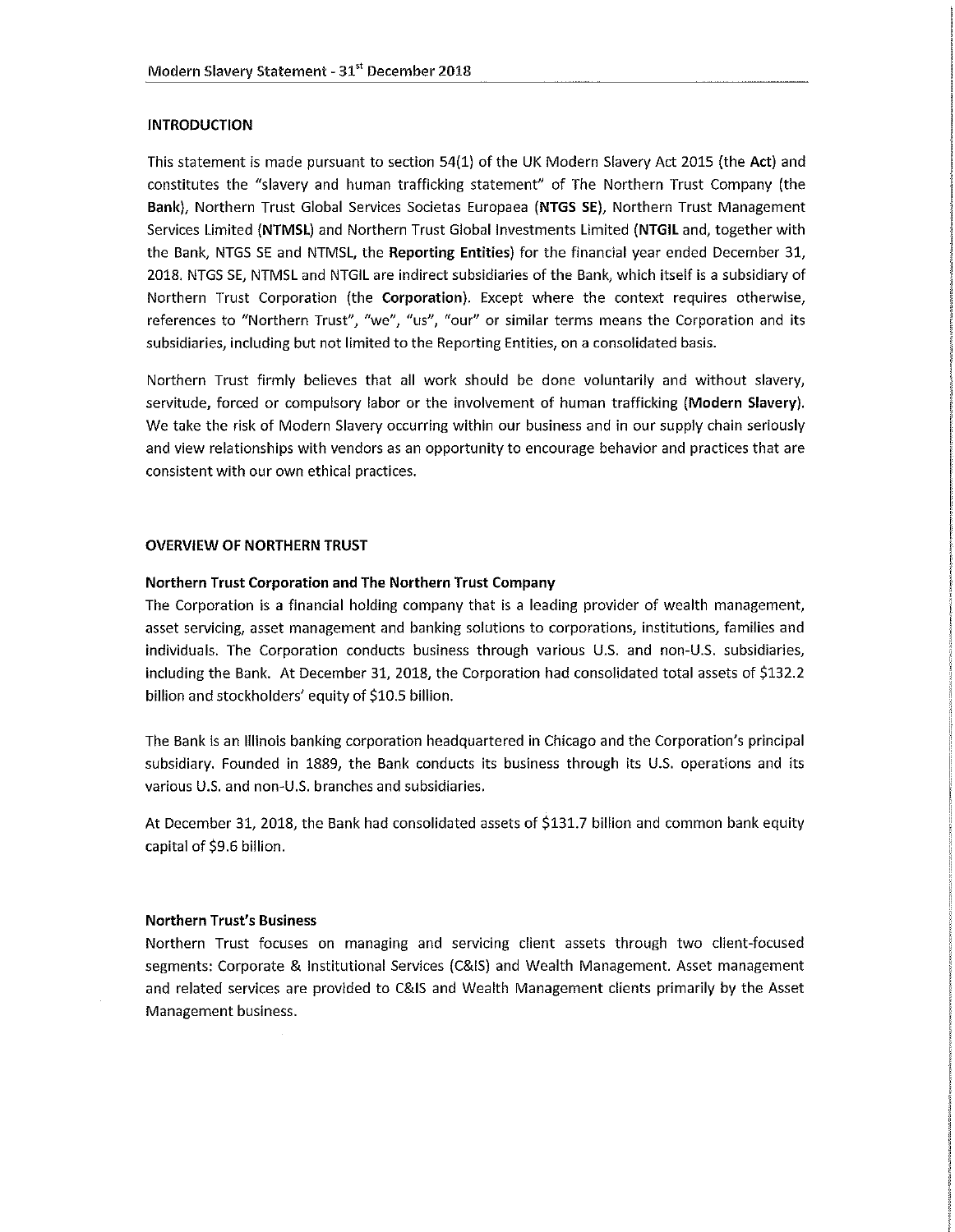## INTRODUCTION

This statement is made pursuant to section 54(1) of the UK Modern Slavery Act 2015 (the **Act**) and constitutes the "slavery and human trafficking statement" of The Northern Trust Company (the **Bank**), Northern Trust Global Services Societas Europaea (**NTGS SE**), Northern Trust Management Services Limited (**NTMSL**) and Northern Trust Global Investments Limited (**NTGIL** and, together with the Bank, NTGS SE and NTMSL, the **Reporting Entities**) for the financial year ended December 31, 2018. NTGS SE, NTMSL and NTGIL are indirect subsidiaries of the Bank, which itself is a subsidiary of Northern Trust Corporation (the **Corporation**). Except where the context requires otherwise, references to "Northern Trust", "we", "us", "our" or similar terms means the Corporation and its subsidiaries, including but not limited to the Reporting Entities, on a consolidated basis.

Northern Trust firmly believes that all work should be done voluntarily and without slavery, servitude, forced or compulsory labor or the involvement of human trafficking (**Modern Slavery**). We take the risk of Modern Slavery occurring within our business and in our supply chain seriously and view relationships with vendors as an opportunity to encourage behavior and practices that are consistent with our own ethical practices.

## OVERVIEW OF NORTHERN TRUST

### Northern Trust Corporation and The Northern Trust Company

The Corporation is a financial holding company that is a leading provider of wealth management, asset servicing, asset management and banking solutions to corporations, institutions, families and individuals. The Corporation conducts business through various U.S. and non-U.S. subsidiaries, including the Bank. At December 31, 2018, the Corporation had consolidated total assets of $132.2 billion and stockholders' equity of $10.5 billion.

The Bank is an Illinois banking corporation headquartered in Chicago and the Corporation's principal subsidiary. Founded in 1889, the Bank conducts its business through its U.S. operations and its various U.S. and non-U.S. branches and subsidiaries.

At December 31, 2018, the Bank had consolidated assets of $131.7 billion and common bank equity capital of $9.6 billion.

### Northern Trust's Business

Northern Trust focuses on managing and servicing client assets through two client-focused segments: Corporate & Institutional Services (C&IS) and Wealth Management. Asset management and related services are provided to C&IS and Wealth Management clients primarily by the Asset Management business.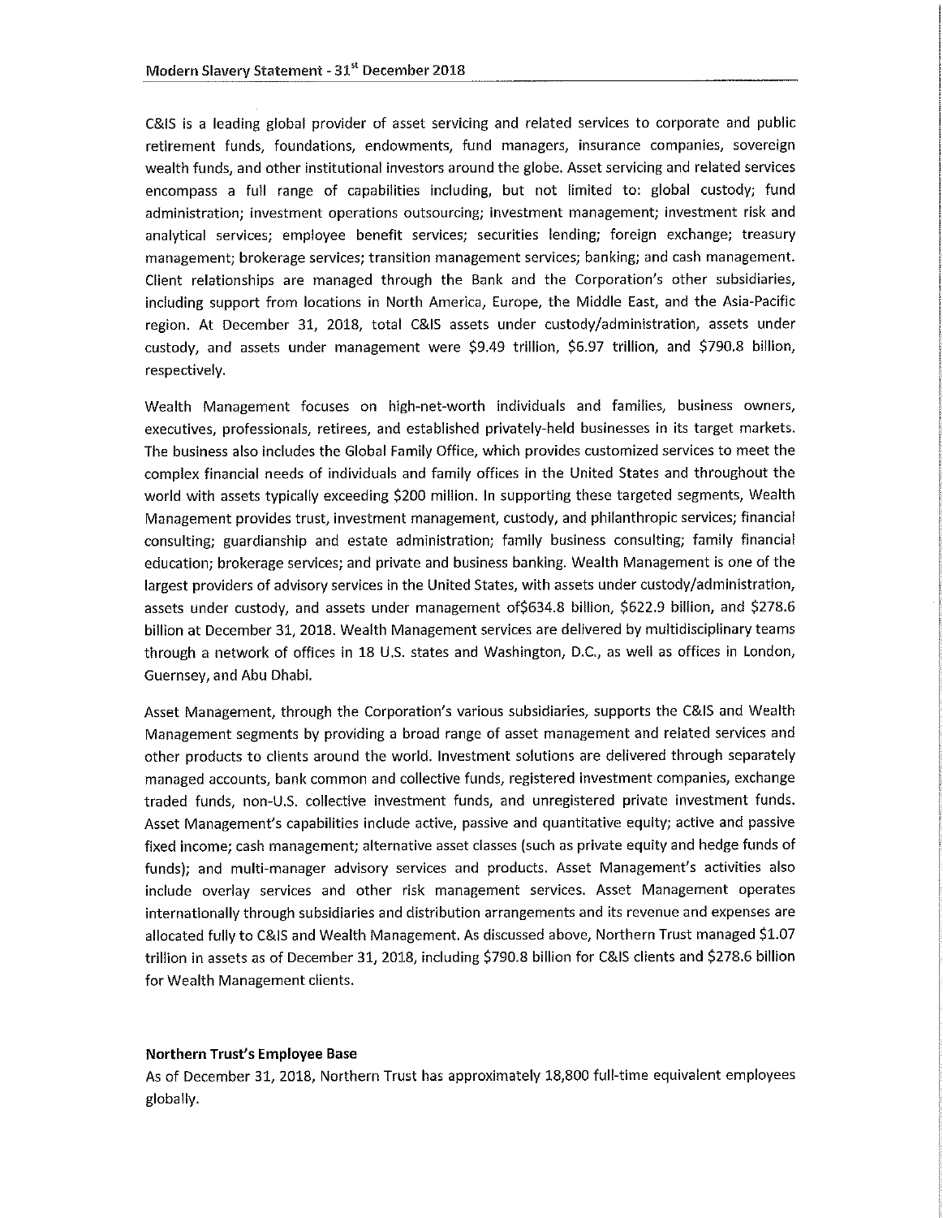C&IS is a leading global provider of asset servicing and related services to corporate and public retirement funds, foundations, endowments, fund managers, insurance companies, sovereign wealth funds, and other institutional investors around the globe. Asset servicing and related services encompass a full range of capabilities including, but not limited to: global custody; fund administration; investment operations outsourcing; investment management; investment risk and analytical services; employee benefit services; securities lending; foreign exchange; treasury management; brokerage services; transition management services; banking; and cash management. Client relationships are managed through the Bank and the Corporation's other subsidiaries, including support from locations in North America, Europe, the Middle East, and the Asia-Pacific region. At December 31, 2018, total C&IS assets under custody/administration, assets under custody, and assets under management were $9.49 trillion, $6.97 trillion, and $790.8 billion, respectively.

Wealth Management focuses on high-net-worth individuals and families, business owners, executives, professionals, retirees, and established privately-held businesses in its target markets. The business also includes the Global Family Office, which provides customized services to meet the complex financial needs of individuals and family offices in the United States and throughout the world with assets typically exceeding $200 million. In supporting these targeted segments, Wealth Management provides trust, investment management, custody, and philanthropic services; financial consulting; guardianship and estate administration; family business consulting; family financial education; brokerage services; and private and business banking. Wealth Management is one of the largest providers of advisory services in the United States, with assets under custody/administration, assets under custody, and assets under management of$634.8 billion, $622.9 billion, and $278.6 billion at December 31, 2018. Wealth Management services are delivered by multidisciplinary teams through a network of offices in 18 U.S. states and Washington, D.C., as well as offices in London, Guernsey, and Abu Dhabi.

Asset Management, through the Corporation's various subsidiaries, supports the C&IS and Wealth Management segments by providing a broad range of asset management and related services and other products to clients around the world. Investment solutions are delivered through separately managed accounts, bank common and collective funds, registered investment companies, exchange traded funds, non-U.S. collective investment funds, and unregistered private investment funds. Asset Management's capabilities include active, passive and quantitative equity; active and passive fixed income; cash management; alternative asset classes (such as private equity and hedge funds of funds); and multi-manager advisory services and products. Asset Management's activities also include overlay services and other risk management services. Asset Management operates internationally through subsidiaries and distribution arrangements and its revenue and expenses are allocated fully to C&IS and Wealth Management. As discussed above, Northern Trust managed $1.07 trillion in assets as of December 31, 2018, including $790.8 billion for C&IS clients and $278.6 billion for Wealth Management clients.

**Northern Trust's Employee Base**

As of December 31, 2018, Northern Trust has approximately 18,800 full-time equivalent employees globally.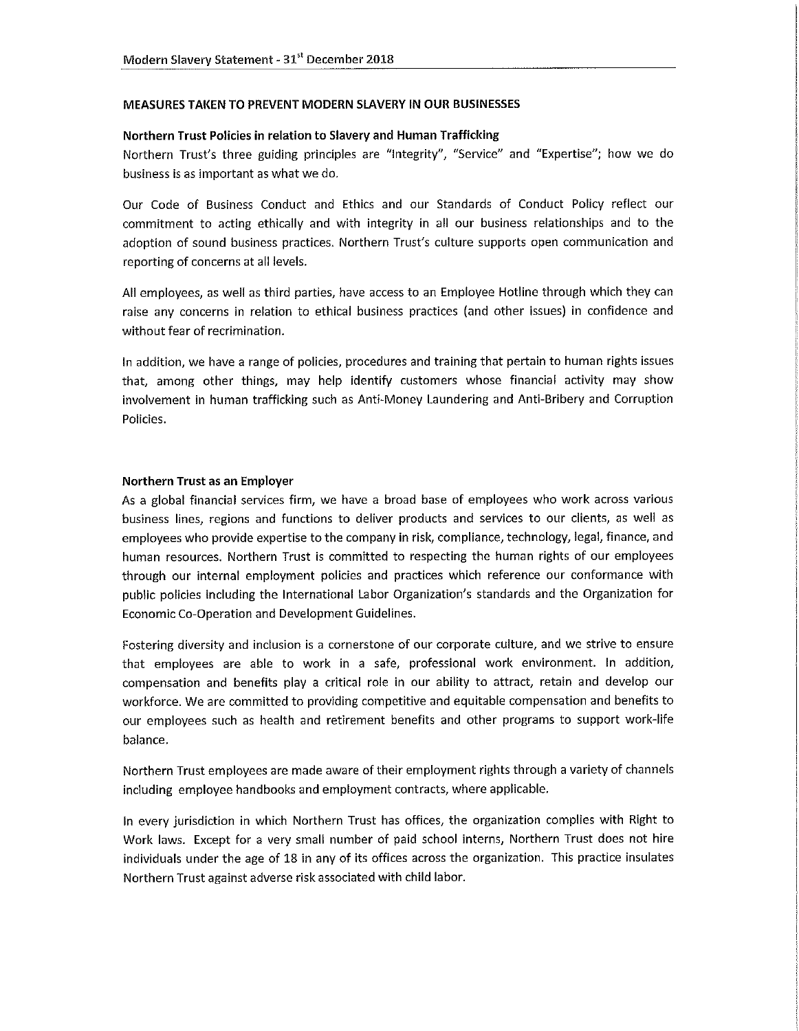## MEASURES TAKEN TO PREVENT MODERN SLAVERY IN OUR BUSINESSES

### Northern Trust Policies in relation to Slavery and Human Trafficking

Northern Trust's three guiding principles are "Integrity", "Service" and "Expertise"; how we do business is as important as what we do.

Our Code of Business Conduct and Ethics and our Standards of Conduct Policy reflect our commitment to acting ethically and with integrity in all our business relationships and to the adoption of sound business practices. Northern Trust's culture supports open communication and reporting of concerns at all levels.

All employees, as well as third parties, have access to an Employee Hotline through which they can raise any concerns in relation to ethical business practices (and other issues) in confidence and without fear of recrimination.

In addition, we have a range of policies, procedures and training that pertain to human rights issues that, among other things, may help identify customers whose financial activity may show involvement in human trafficking such as Anti-Money Laundering and Anti-Bribery and Corruption Policies.

### Northern Trust as an Employer

As a global financial services firm, we have a broad base of employees who work across various business lines, regions and functions to deliver products and services to our clients, as well as employees who provide expertise to the company in risk, compliance, technology, legal, finance, and human resources. Northern Trust is committed to respecting the human rights of our employees through our internal employment policies and practices which reference our conformance with public policies including the International Labor Organization's standards and the Organization for Economic Co-Operation and Development Guidelines.

Fostering diversity and inclusion is a cornerstone of our corporate culture, and we strive to ensure that employees are able to work in a safe, professional work environment. In addition, compensation and benefits play a critical role in our ability to attract, retain and develop our workforce. We are committed to providing competitive and equitable compensation and benefits to our employees such as health and retirement benefits and other programs to support work-life balance.

Northern Trust employees are made aware of their employment rights through a variety of channels including employee handbooks and employment contracts, where applicable.

In every jurisdiction in which Northern Trust has offices, the organization complies with Right to Work laws. Except for a very small number of paid school interns, Northern Trust does not hire individuals under the age of 18 in any of its offices across the organization. This practice insulates Northern Trust against adverse risk associated with child labor.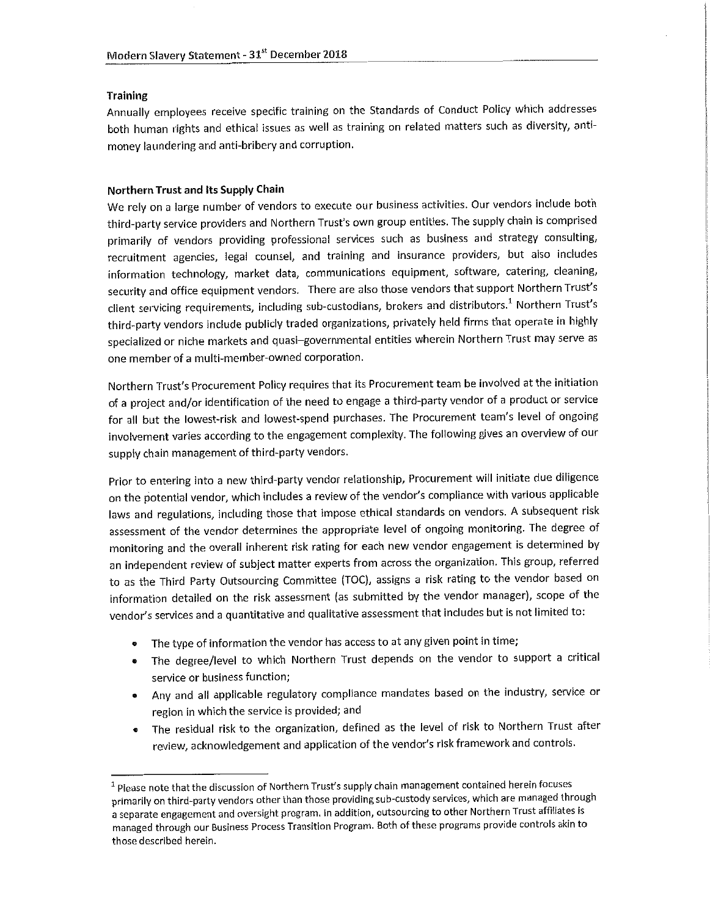### Training

Annually employees receive specific training on the Standards of Conduct Policy which addresses both human rights and ethical issues as well as training on related matters such as diversity, anti-money laundering and anti-bribery and corruption.

### Northern Trust and Its Supply Chain

We rely on a large number of vendors to execute our business activities. Our vendors include both third-party service providers and Northern Trust's own group entities. The supply chain is comprised primarily of vendors providing professional services such as business and strategy consulting, recruitment agencies, legal counsel, and training and insurance providers, but also includes information technology, market data, communications equipment, software, catering, cleaning, security and office equipment vendors. There are also those vendors that support Northern Trust's client servicing requirements, including sub-custodians, brokers and distributors.[1] Northern Trust's third-party vendors include publicly traded organizations, privately held firms that operate in highly specialized or niche markets and quasi–governmental entities wherein Northern Trust may serve as one member of a multi-member-owned corporation.

Northern Trust's Procurement Policy requires that its Procurement team be involved at the initiation of a project and/or identification of the need to engage a third-party vendor of a product or service for all but the lowest-risk and lowest-spend purchases. The Procurement team's level of ongoing involvement varies according to the engagement complexity. The following gives an overview of our supply chain management of third-party vendors.

Prior to entering into a new third-party vendor relationship, Procurement will initiate due diligence on the potential vendor, which includes a review of the vendor's compliance with various applicable laws and regulations, including those that impose ethical standards on vendors. A subsequent risk assessment of the vendor determines the appropriate level of ongoing monitoring. The degree of monitoring and the overall inherent risk rating for each new vendor engagement is determined by an independent review of subject matter experts from across the organization. This group, referred to as the Third Party Outsourcing Committee (TOC), assigns a risk rating to the vendor based on information detailed on the risk assessment (as submitted by the vendor manager), scope of the vendor's services and a quantitative and qualitative assessment that includes but is not limited to:

- The type of information the vendor has access to at any given point in time;
- The degree/level to which Northern Trust depends on the vendor to support a critical service or business function;
- Any and all applicable regulatory compliance mandates based on the industry, service or region in which the service is provided; and
- The residual risk to the organization, defined as the level of risk to Northern Trust after review, acknowledgement and application of the vendor's risk framework and controls.

---

[1] Please note that the discussion of Northern Trust's supply chain management contained herein focuses primarily on third-party vendors other than those providing sub-custody services, which are managed through a separate engagement and oversight program. In addition, outsourcing to other Northern Trust affiliates is managed through our Business Process Transition Program. Both of these programs provide controls akin to those described herein.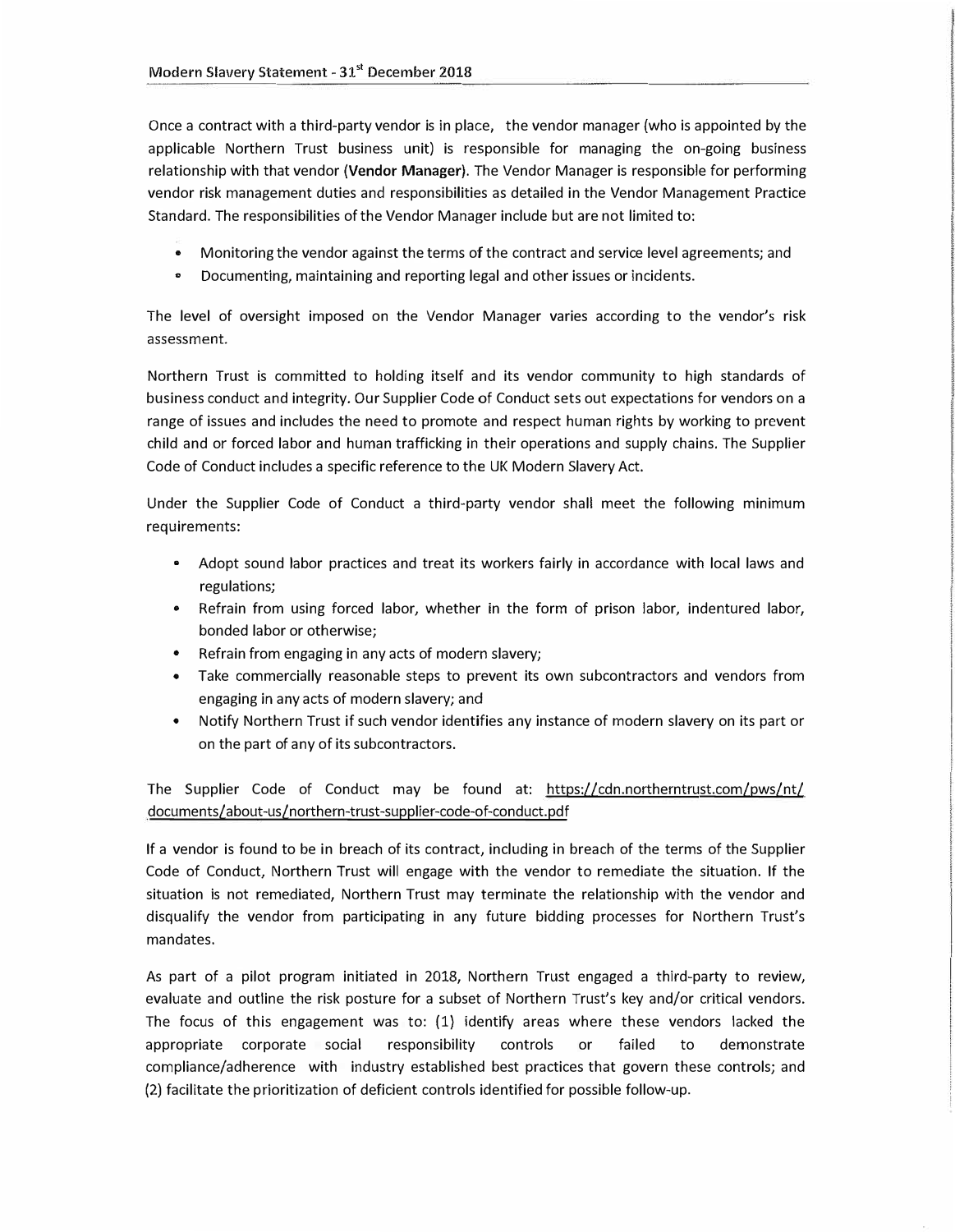Once a contract with a third-party vendor is in place, the vendor manager (who is appointed by the applicable Northern Trust business unit) is responsible for managing the on-going business relationship with that vendor (**Vendor Manager**). The Vendor Manager is responsible for performing vendor risk management duties and responsibilities as detailed in the Vendor Management Practice Standard. The responsibilities of the Vendor Manager include but are not limited to:

- Monitoring the vendor against the terms of the contract and service level agreements; and
- Documenting, maintaining and reporting legal and other issues or incidents.

The level of oversight imposed on the Vendor Manager varies according to the vendor's risk assessment.

Northern Trust is committed to holding itself and its vendor community to high standards of business conduct and integrity. Our Supplier Code of Conduct sets out expectations for vendors on a range of issues and includes the need to promote and respect human rights by working to prevent child and or forced labor and human trafficking in their operations and supply chains. The Supplier Code of Conduct includes a specific reference to the UK Modern Slavery Act.

Under the Supplier Code of Conduct a third-party vendor shall meet the following minimum requirements:

- Adopt sound labor practices and treat its workers fairly in accordance with local laws and regulations;
- Refrain from using forced labor, whether in the form of prison labor, indentured labor, bonded labor or otherwise;
- Refrain from engaging in any acts of modern slavery;
- Take commercially reasonable steps to prevent its own subcontractors and vendors from engaging in any acts of modern slavery; and
- Notify Northern Trust if such vendor identifies any instance of modern slavery on its part or on the part of any of its subcontractors.

The Supplier Code of Conduct may be found at: https://cdn.northerntrust.com/pws/nt/documents/about-us/northern-trust-supplier-code-of-conduct.pdf

If a vendor is found to be in breach of its contract, including in breach of the terms of the Supplier Code of Conduct, Northern Trust will engage with the vendor to remediate the situation. If the situation is not remediated, Northern Trust may terminate the relationship with the vendor and disqualify the vendor from participating in any future bidding processes for Northern Trust's mandates.

As part of a pilot program initiated in 2018, Northern Trust engaged a third-party to review, evaluate and outline the risk posture for a subset of Northern Trust's key and/or critical vendors. The focus of this engagement was to: (1) identify areas where these vendors lacked the appropriate corporate social responsibility controls or failed to demonstrate compliance/adherence with industry established best practices that govern these controls; and (2) facilitate the prioritization of deficient controls identified for possible follow-up.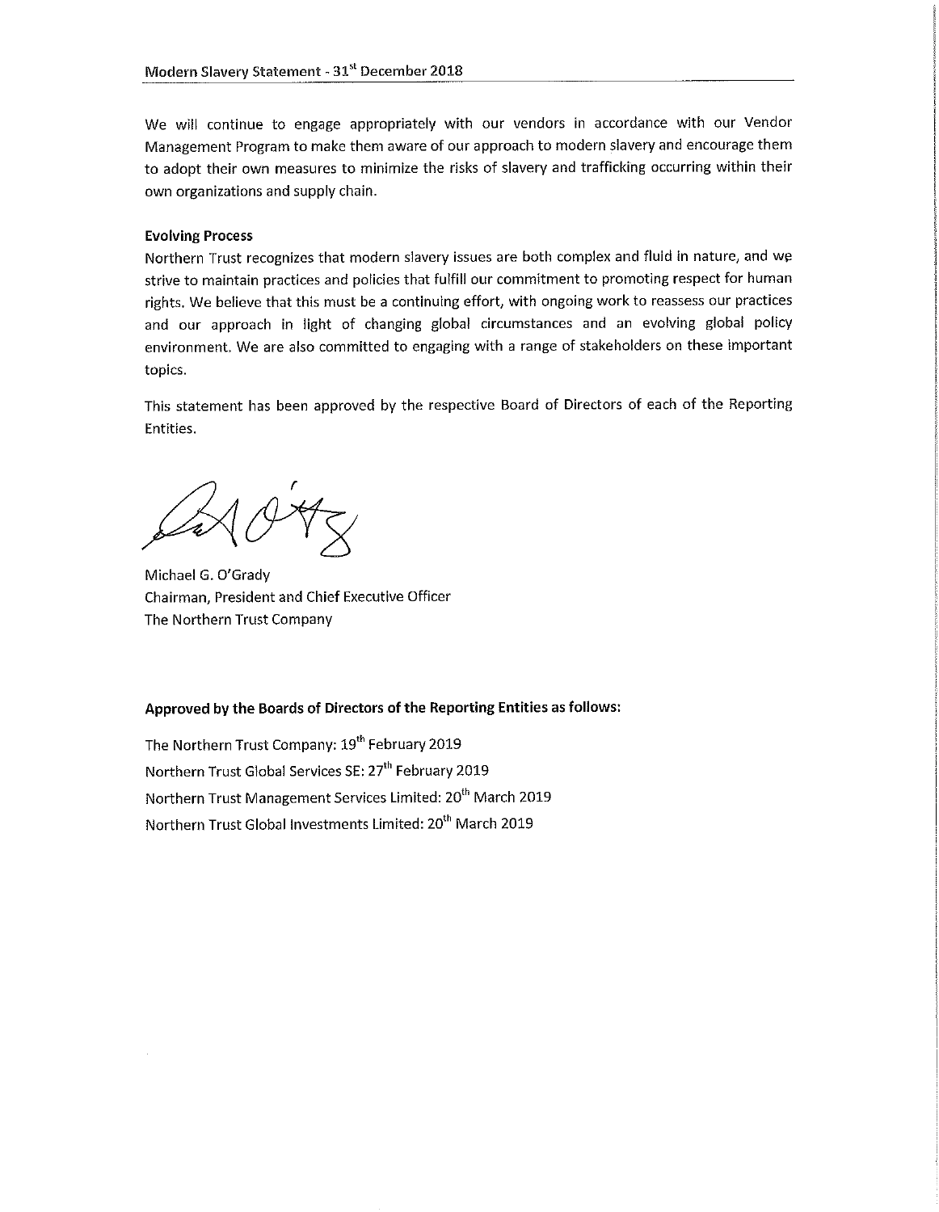We will continue to engage appropriately with our vendors in accordance with our Vendor Management Program to make them aware of our approach to modern slavery and encourage them to adopt their own measures to minimize the risks of slavery and trafficking occurring within their own organizations and supply chain.

**Evolving Process**

Northern Trust recognizes that modern slavery issues are both complex and fluid in nature, and we strive to maintain practices and policies that fulfill our commitment to promoting respect for human rights. We believe that this must be a continuing effort, with ongoing work to reassess our practices and our approach in light of changing global circumstances and an evolving global policy environment. We are also committed to engaging with a range of stakeholders on these important topics.

This statement has been approved by the respective Board of Directors of each of the Reporting Entities.

Michael G. O'Grady
Chairman, President and Chief Executive Officer
The Northern Trust Company

**Approved by the Boards of Directors of the Reporting Entities as follows:**

The Northern Trust Company: 19th February 2019
Northern Trust Global Services SE: 27th February 2019
Northern Trust Management Services Limited: 20th March 2019
Northern Trust Global Investments Limited: 20th March 2019